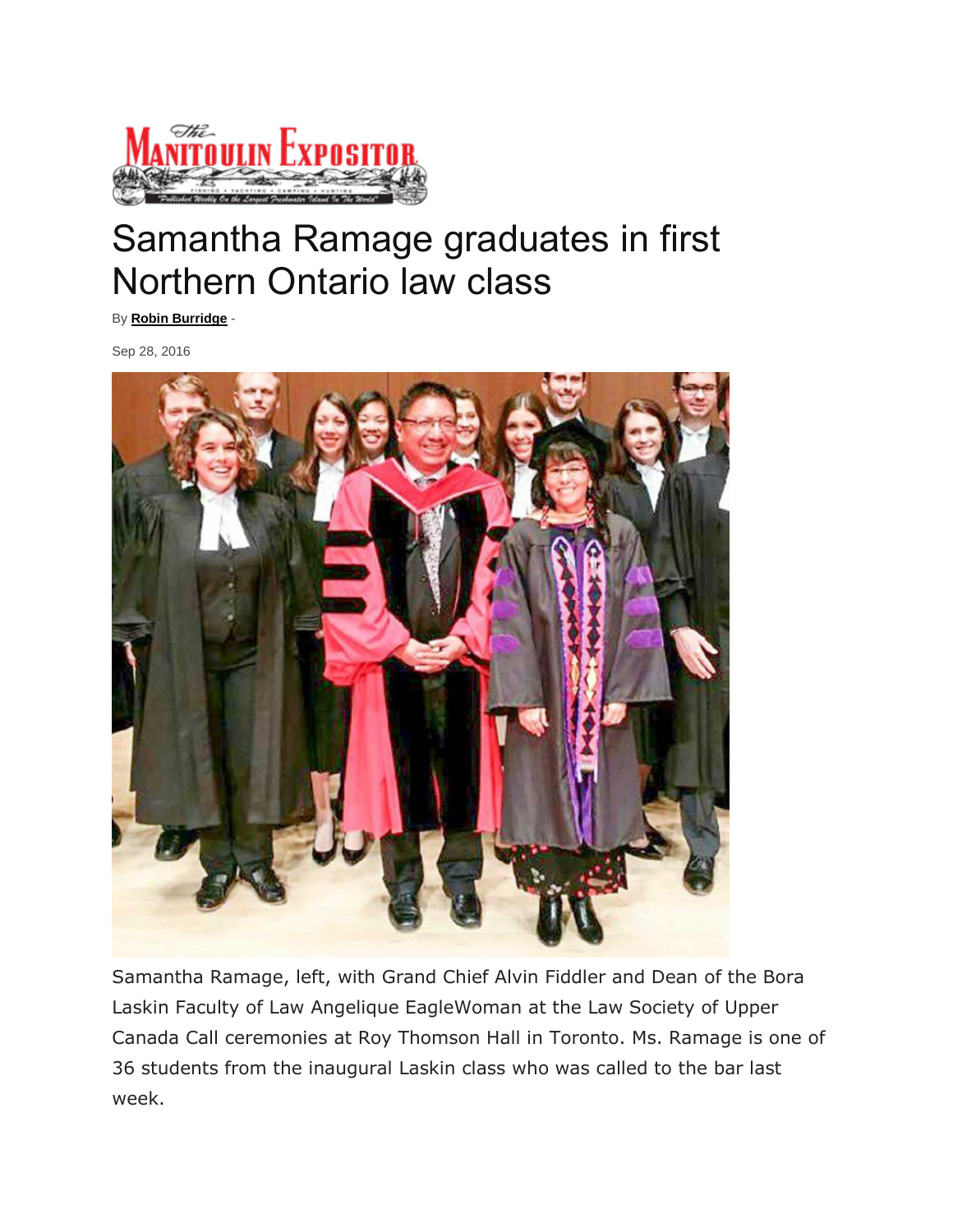# Samantha Ramage graduates in first Northern Ontario law class

By **Robin Burridge** -

Sep 28, 2016

Samantha Ramage, left, with Grand Chief Alvin Fiddler and Dean of the Bora Laskin Faculty of Law Angelique EagleWoman at the Law Society of Upper Canada Call ceremonies at Roy Thomson Hall in Toronto. Ms. Ramage is one of 36 students from the inaugural Laskin class who was called to the bar last week.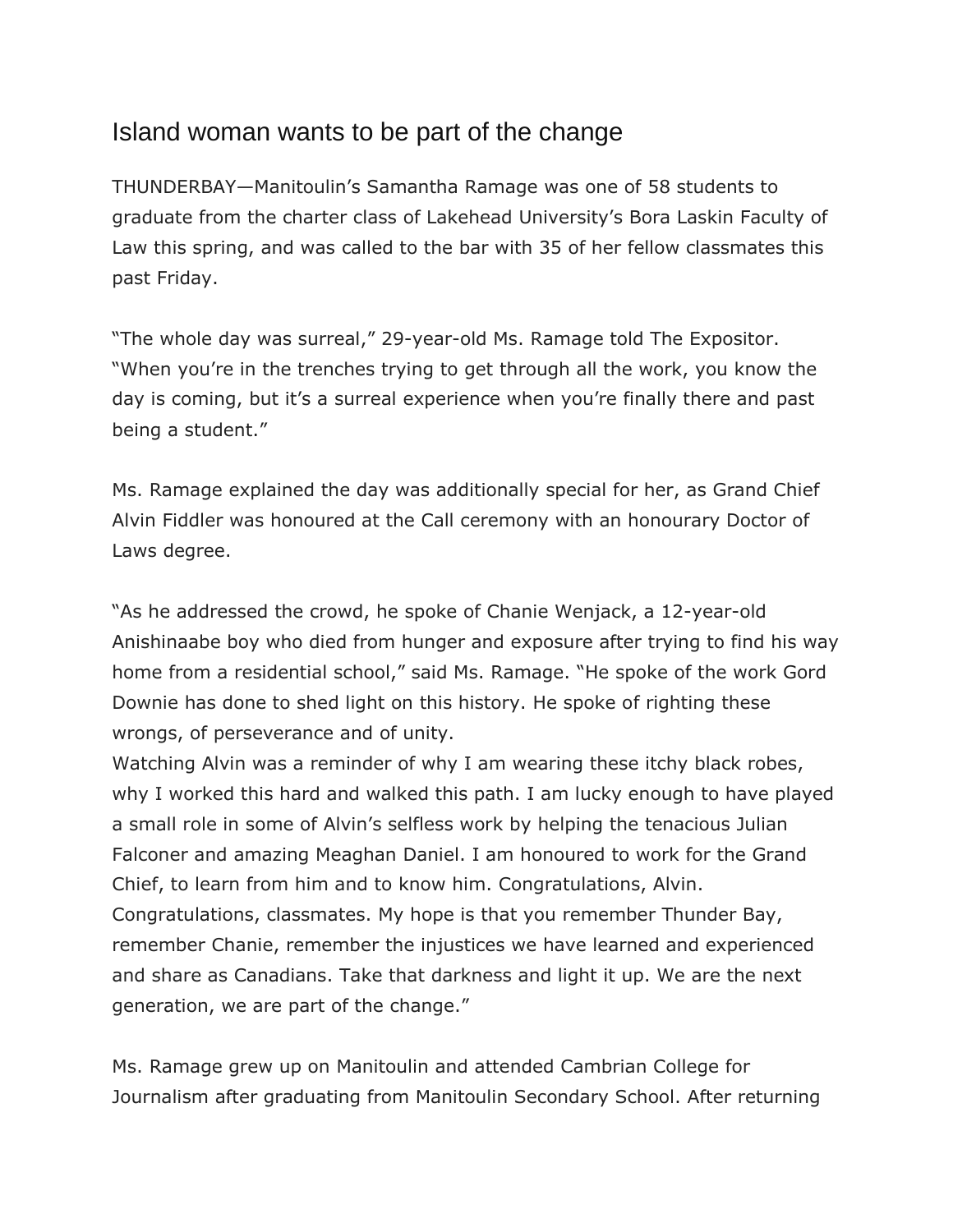# Island woman wants to be part of the change

THUNDERBAY—Manitoulin's Samantha Ramage was one of 58 students to graduate from the charter class of Lakehead University's Bora Laskin Faculty of Law this spring, and was called to the bar with 35 of her fellow classmates this past Friday.

"The whole day was surreal," 29-year-old Ms. Ramage told The Expositor. "When you're in the trenches trying to get through all the work, you know the day is coming, but it's a surreal experience when you're finally there and past being a student."

Ms. Ramage explained the day was additionally special for her, as Grand Chief Alvin Fiddler was honoured at the Call ceremony with an honourary Doctor of Laws degree.

"As he addressed the crowd, he spoke of Chanie Wenjack, a 12-year-old Anishinaabe boy who died from hunger and exposure after trying to find his way home from a residential school," said Ms. Ramage. "He spoke of the work Gord Downie has done to shed light on this history. He spoke of righting these wrongs, of perseverance and of unity.
Watching Alvin was a reminder of why I am wearing these itchy black robes, why I worked this hard and walked this path. I am lucky enough to have played a small role in some of Alvin's selfless work by helping the tenacious Julian Falconer and amazing Meaghan Daniel. I am honoured to work for the Grand Chief, to learn from him and to know him. Congratulations, Alvin. Congratulations, classmates. My hope is that you remember Thunder Bay, remember Chanie, remember the injustices we have learned and experienced and share as Canadians. Take that darkness and light it up. We are the next generation, we are part of the change."

Ms. Ramage grew up on Manitoulin and attended Cambrian College for Journalism after graduating from Manitoulin Secondary School. After returning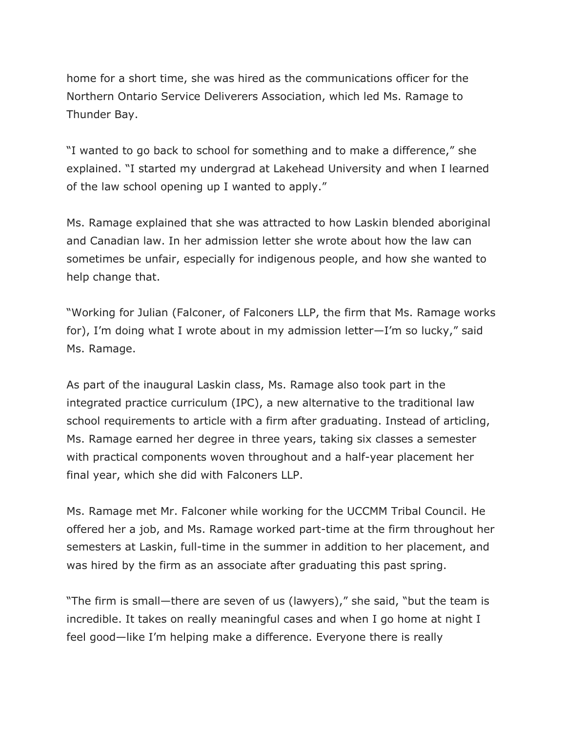home for a short time, she was hired as the communications officer for the Northern Ontario Service Deliverers Association, which led Ms. Ramage to Thunder Bay.

“I wanted to go back to school for something and to make a difference,” she explained. “I started my undergrad at Lakehead University and when I learned of the law school opening up I wanted to apply.”

Ms. Ramage explained that she was attracted to how Laskin blended aboriginal and Canadian law. In her admission letter she wrote about how the law can sometimes be unfair, especially for indigenous people, and how she wanted to help change that.

“Working for Julian (Falconer, of Falconers LLP, the firm that Ms. Ramage works for), I’m doing what I wrote about in my admission letter—I’m so lucky,” said Ms. Ramage.

As part of the inaugural Laskin class, Ms. Ramage also took part in the integrated practice curriculum (IPC), a new alternative to the traditional law school requirements to article with a firm after graduating. Instead of articling, Ms. Ramage earned her degree in three years, taking six classes a semester with practical components woven throughout and a half-year placement her final year, which she did with Falconers LLP.

Ms. Ramage met Mr. Falconer while working for the UCCMM Tribal Council. He offered her a job, and Ms. Ramage worked part-time at the firm throughout her semesters at Laskin, full-time in the summer in addition to her placement, and was hired by the firm as an associate after graduating this past spring.

“The firm is small—there are seven of us (lawyers),” she said, “but the team is incredible. It takes on really meaningful cases and when I go home at night I feel good—like I’m helping make a difference. Everyone there is really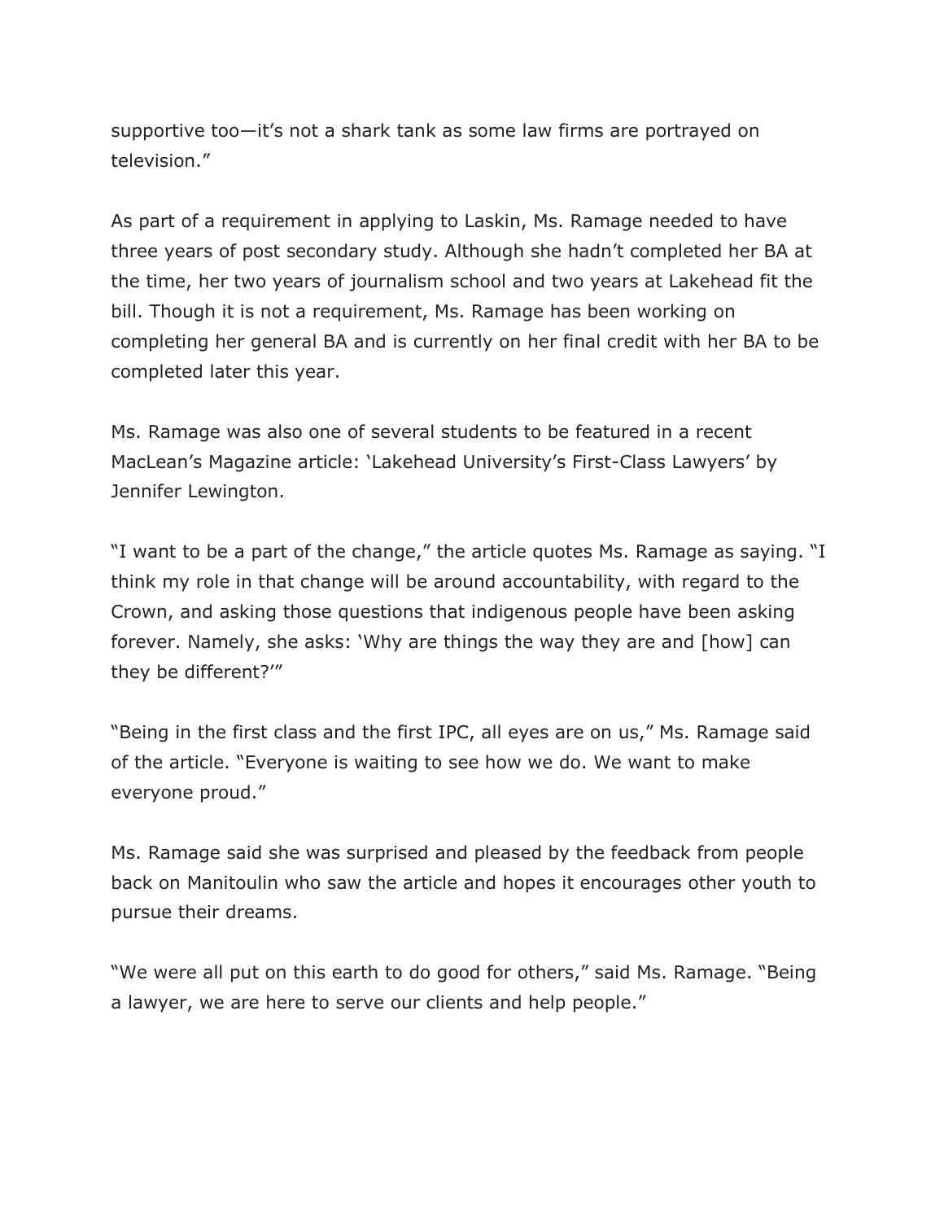supportive too—it's not a shark tank as some law firms are portrayed on television."

As part of a requirement in applying to Laskin, Ms. Ramage needed to have three years of post secondary study. Although she hadn't completed her BA at the time, her two years of journalism school and two years at Lakehead fit the bill. Though it is not a requirement, Ms. Ramage has been working on completing her general BA and is currently on her final credit with her BA to be completed later this year.

Ms. Ramage was also one of several students to be featured in a recent MacLean's Magazine article: 'Lakehead University's First-Class Lawyers' by Jennifer Lewington.

"I want to be a part of the change," the article quotes Ms. Ramage as saying. "I think my role in that change will be around accountability, with regard to the Crown, and asking those questions that indigenous people have been asking forever. Namely, she asks: 'Why are things the way they are and [how] can they be different?'"

"Being in the first class and the first IPC, all eyes are on us," Ms. Ramage said of the article. "Everyone is waiting to see how we do. We want to make everyone proud."

Ms. Ramage said she was surprised and pleased by the feedback from people back on Manitoulin who saw the article and hopes it encourages other youth to pursue their dreams.

"We were all put on this earth to do good for others," said Ms. Ramage. "Being a lawyer, we are here to serve our clients and help people."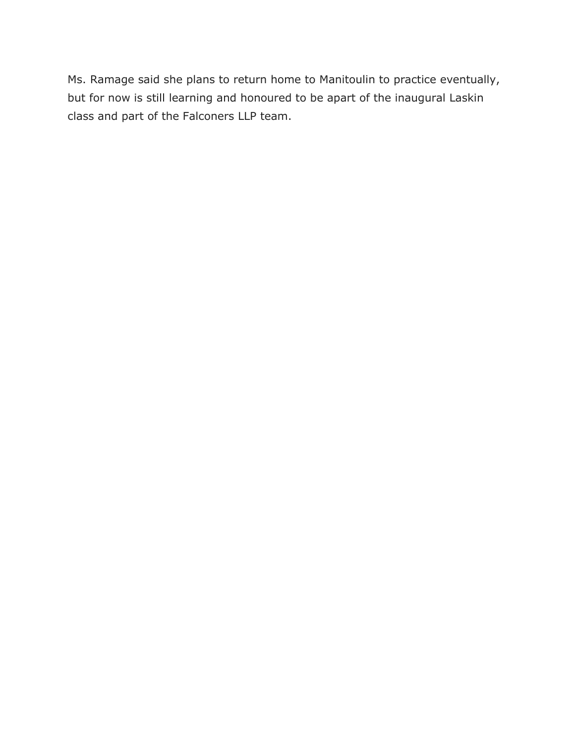Ms. Ramage said she plans to return home to Manitoulin to practice eventually, but for now is still learning and honoured to be apart of the inaugural Laskin class and part of the Falconers LLP team.